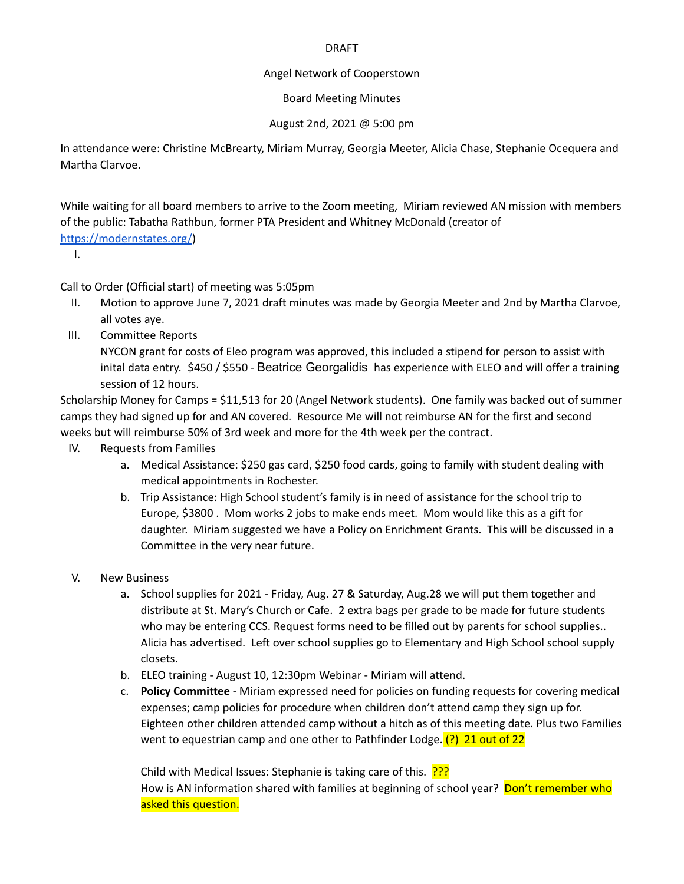DRAFT

Angel Network of Cooperstown

Board Meeting Minutes

August 2nd, 2021 @ 5:00 pm

In attendance were: Christine McBrearty, Miriam Murray, Georgia Meeter, Alicia Chase, Stephanie Ocequera and Martha Clarvoe.

While waiting for all board members to arrive to the Zoom meeting, Miriam reviewed AN mission with members of the public: Tabatha Rathbun, former PTA President and Whitney McDonald (creator of [https://modernstates.org/](https://modernstates.org/))

I.

Call to Order (Official start) of meeting was 5:05pm

II. Motion to approve June 7, 2021 draft minutes was made by Georgia Meeter and 2nd by Martha Clarvoe, all votes aye.

III. Committee Reports

NYCON grant for costs of Eleo program was approved, this included a stipend for person to assist with inital data entry. $450 / $550 - Beatrice Georgalidis has experience with ELEO and will offer a training session of 12 hours.

Scholarship Money for Camps = $11,513 for 20 (Angel Network students). One family was backed out of summer camps they had signed up for and AN covered. Resource Me will not reimburse AN for the first and second weeks but will reimburse 50% of 3rd week and more for the 4th week per the contract.

IV. Requests from Families

a. Medical Assistance: $250 gas card, $250 food cards, going to family with student dealing with medical appointments in Rochester.

b. Trip Assistance: High School student's family is in need of assistance for the school trip to Europe, $3800 . Mom works 2 jobs to make ends meet. Mom would like this as a gift for daughter. Miriam suggested we have a Policy on Enrichment Grants. This will be discussed in a Committee in the very near future.

V. New Business

a. School supplies for 2021 - Friday, Aug. 27 & Saturday, Aug.28 we will put them together and distribute at St. Mary's Church or Cafe. 2 extra bags per grade to be made for future students who may be entering CCS. Request forms need to be filled out by parents for school supplies.. Alicia has advertised. Left over school supplies go to Elementary and High School school supply closets.

b. ELEO training - August 10, 12:30pm Webinar - Miriam will attend.

c. **Policy Committee** - Miriam expressed need for policies on funding requests for covering medical expenses; camp policies for procedure when children don't attend camp they sign up for. Eighteen other children attended camp without a hitch as of this meeting date. Plus two Families went to equestrian camp and one other to Pathfinder Lodge. (?) 21 out of 22

Child with Medical Issues: Stephanie is taking care of this. ???

How is AN information shared with families at beginning of school year? Don't remember who asked this question.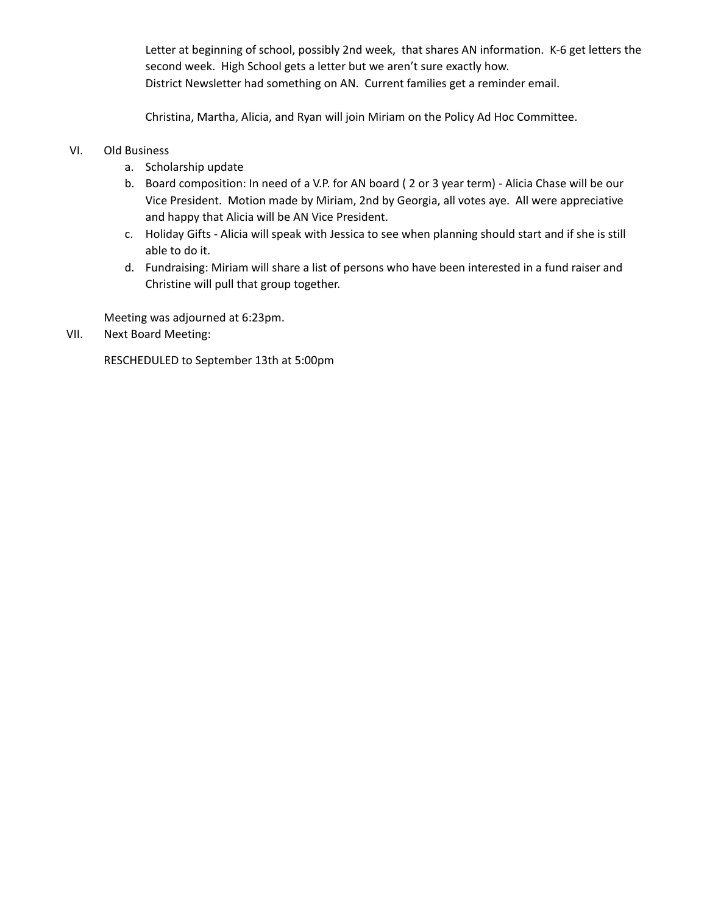Letter at beginning of school, possibly 2nd week, that shares AN information. K-6 get letters the second week. High School gets a letter but we aren't sure exactly how.
District Newsletter had something on AN. Current families get a reminder email.

Christina, Martha, Alicia, and Ryan will join Miriam on the Policy Ad Hoc Committee.

VI. Old Business

a. Scholarship update
b. Board composition: In need of a V.P. for AN board ( 2 or 3 year term) - Alicia Chase will be our Vice President. Motion made by Miriam, 2nd by Georgia, all votes aye. All were appreciative and happy that Alicia will be AN Vice President.
c. Holiday Gifts - Alicia will speak with Jessica to see when planning should start and if she is still able to do it.
d. Fundraising: Miriam will share a list of persons who have been interested in a fund raiser and Christine will pull that group together.

Meeting was adjourned at 6:23pm.

VII. Next Board Meeting:

RESCHEDULED to September 13th at 5:00pm